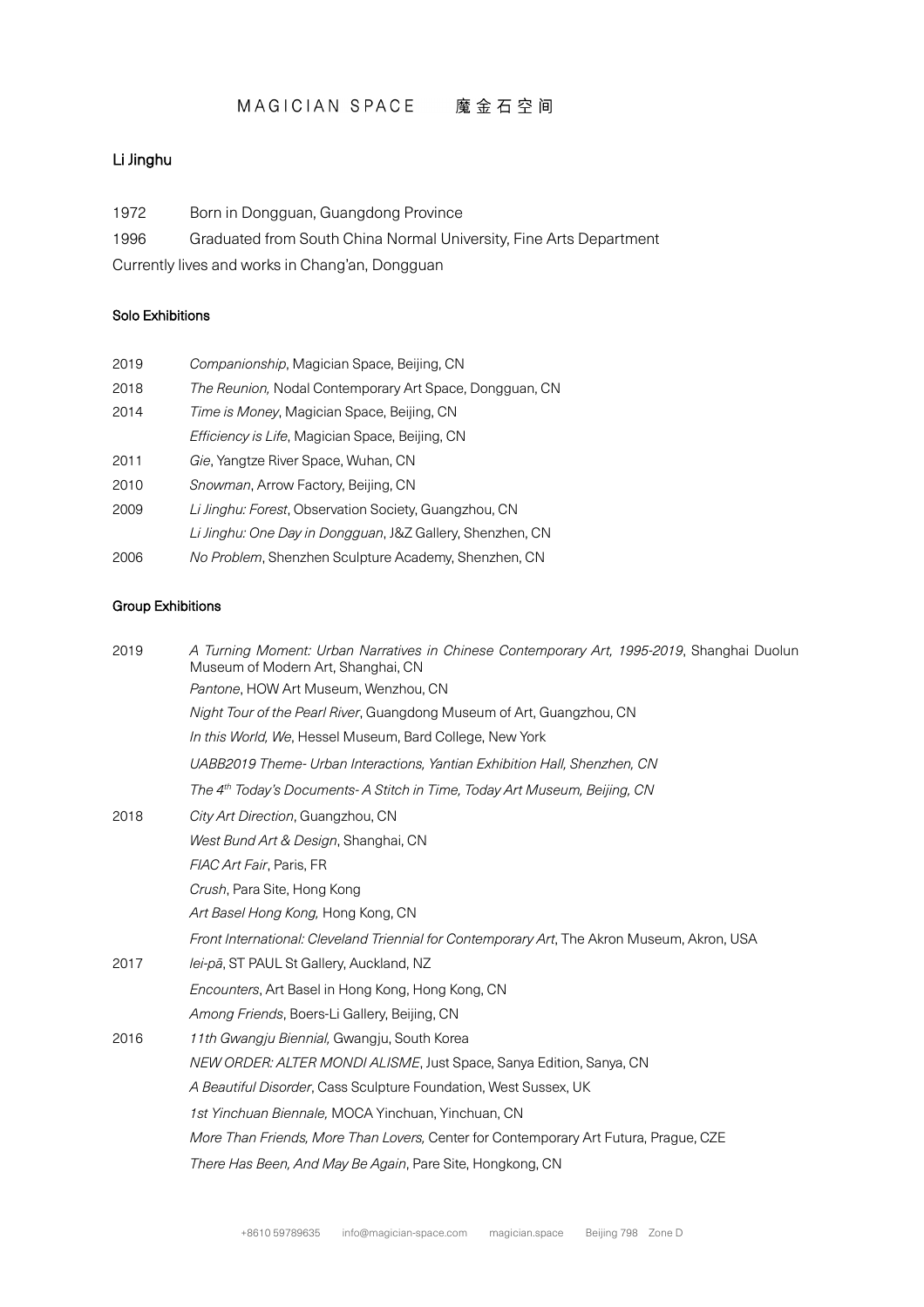MAGICIAN SPACE 魔金石空间

## Li Jinghu

1972 Born in Dongguan, Guangdong Province

1996 Graduated from South China Normal University, Fine Arts Department

Currently lives and works in Chang'an, Dongguan

### Solo Exhibitions

| | |
|---|---|
| 2019 | *Companionship*, Magician Space, Beijing, CN |
| 2018 | *The Reunion,* Nodal Contemporary Art Space, Dongguan, CN |
| 2014 | *Time is Money*, Magician Space, Beijing, CN |
| | *Efficiency is Life*, Magician Space, Beijing, CN |
| 2011 | *Gie*, Yangtze River Space, Wuhan, CN |
| 2010 | *Snowman*, Arrow Factory, Beijing, CN |
| 2009 | *Li Jinghu: Forest*, Observation Society, Guangzhou, CN |
| | *Li Jinghu: One Day in Dongguan*, J&Z Gallery, Shenzhen, CN |
| 2006 | *No Problem*, Shenzhen Sculpture Academy, Shenzhen, CN |

### Group Exhibitions

| | |
|---|---|
| 2019 | *A Turning Moment: Urban Narratives in Chinese Contemporary Art, 1995-2019*, Shanghai Duolun Museum of Modern Art, Shanghai, CN |
| | *Pantone*, HOW Art Museum, Wenzhou, CN |
| | *Night Tour of the Pearl River*, Guangdong Museum of Art, Guangzhou, CN |
| | *In this World, We,* Hessel Museum, Bard College, New York |
| | *UABB2019 Theme- Urban Interactions, Yantian Exhibition Hall, Shenzhen, CN* |
| | *The 4th Today's Documents- A Stitch in Time, Today Art Museum, Beijing, CN* |
| 2018 | *City Art Direction*, Guangzhou, CN |
| | *West Bund Art & Design*, Shanghai, CN |
| | *FIAC Art Fair*, Paris, FR |
| | *Crush*, Para Site, Hong Kong |
| | *Art Basel Hong Kong,* Hong Kong, CN |
| | *Front International: Cleveland Triennial for Contemporary Art*, The Akron Museum, Akron, USA |
| 2017 | *lei-pā*, ST PAUL St Gallery, Auckland, NZ |
| | *Encounters*, Art Basel in Hong Kong, Hong Kong, CN |
| | *Among Friends*, Boers-Li Gallery, Beijing, CN |
| 2016 | *11th Gwangju Biennial,* Gwangju, South Korea |
| | *NEW ORDER: ALTER MONDI ALISME*, Just Space, Sanya Edition, Sanya, CN |
| | *A Beautiful Disorder*, Cass Sculpture Foundation, West Sussex, UK |
| | *1st Yinchuan Biennale,* MOCA Yinchuan, Yinchuan, CN |
| | *More Than Friends, More Than Lovers,* Center for Contemporary Art Futura, Prague, CZE |
| | *There Has Been, And May Be Again*, Pare Site, Hongkong, CN |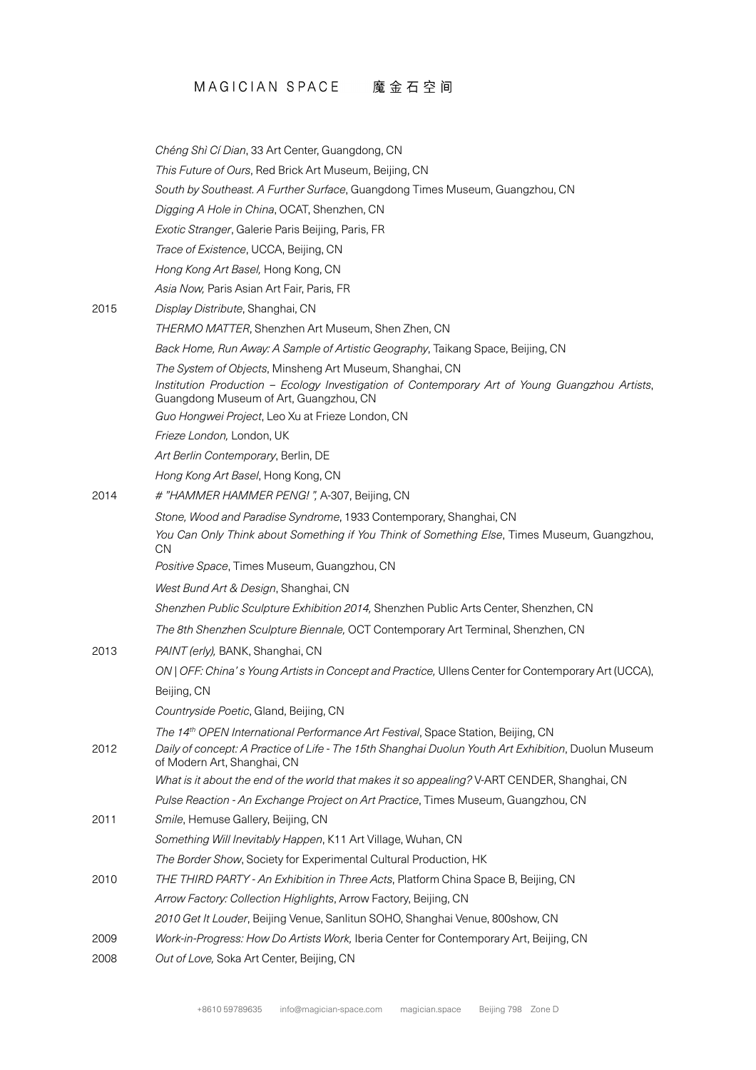*Chéng Shì Cí Dian*, 33 Art Center, Guangdong, CN
*This Future of Ours*, Red Brick Art Museum, Beijing, CN
*South by Southeast. A Further Surface*, Guangdong Times Museum, Guangzhou, CN
*Digging A Hole in China*, OCAT, Shenzhen, CN
*Exotic Stranger*, Galerie Paris Beijing, Paris, FR
*Trace of Existence*, UCCA, Beijing, CN
*Hong Kong Art Basel,* Hong Kong, CN
*Asia Now,* Paris Asian Art Fair, Paris, FR

2015 *Display Distribute*, Shanghai, CN
*THERMO MATTER*, Shenzhen Art Museum, Shen Zhen, CN
*Back Home, Run Away: A Sample of Artistic Geography*, Taikang Space, Beijing, CN
*The System of Objects*, Minsheng Art Museum, Shanghai, CN
*Institution Production – Ecology Investigation of Contemporary Art of Young Guangzhou Artists*, Guangdong Museum of Art, Guangzhou, CN
*Guo Hongwei Project*, Leo Xu at Frieze London, CN
*Frieze London,* London, UK
*Art Berlin Contemporary*, Berlin, DE
*Hong Kong Art Basel*, Hong Kong, CN

2014 *# "HAMMER HAMMER PENG! ",* A-307, Beijing, CN
*Stone, Wood and Paradise Syndrome*, 1933 Contemporary, Shanghai, CN
*You Can Only Think about Something if You Think of Something Else*, Times Museum, Guangzhou, CN
*Positive Space*, Times Museum, Guangzhou, CN
*West Bund Art & Design*, Shanghai, CN
*Shenzhen Public Sculpture Exhibition 2014,* Shenzhen Public Arts Center, Shenzhen, CN
*The 8th Shenzhen Sculpture Biennale,* OCT Contemporary Art Terminal, Shenzhen, CN

2013 *PAINT (erly),* BANK, Shanghai, CN
*ON | OFF: China' s Young Artists in Concept and Practice,* Ullens Center for Contemporary Art (UCCA), Beijing, CN
*Countryside Poetic*, Gland, Beijing, CN
*The 14th OPEN International Performance Art Festival*, Space Station, Beijing, CN

2012 *Daily of concept: A Practice of Life - The 15th Shanghai Duolun Youth Art Exhibition*, Duolun Museum of Modern Art, Shanghai, CN
*What is it about the end of the world that makes it so appealing?* V-ART CENDER, Shanghai, CN
*Pulse Reaction - An Exchange Project on Art Practice*, Times Museum, Guangzhou, CN

2011 *Smile*, Hemuse Gallery, Beijing, CN
*Something Will Inevitably Happen*, K11 Art Village, Wuhan, CN
*The Border Show*, Society for Experimental Cultural Production, HK

2010 *THE THIRD PARTY - An Exhibition in Three Acts*, Platform China Space B, Beijing, CN
*Arrow Factory: Collection Highlights*, Arrow Factory, Beijing, CN
*2010 Get It Louder*, Beijing Venue, Sanlitun SOHO, Shanghai Venue, 800show, CN

2009 *Work-in-Progress: How Do Artists Work,* Iberia Center for Contemporary Art, Beijing, CN

2008 *Out of Love,* Soka Art Center, Beijing, CN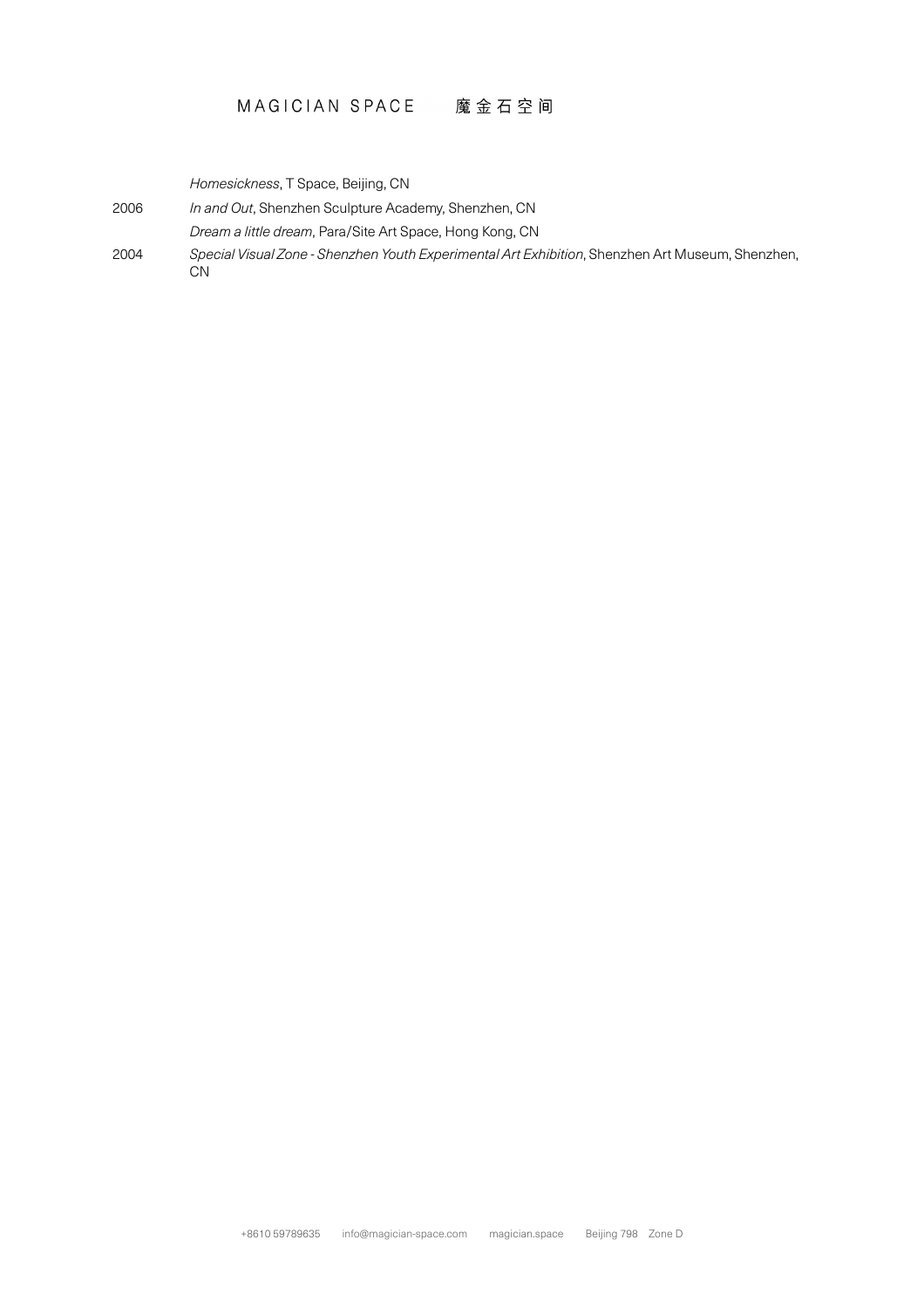*Homesickness*, T Space, Beijing, CN

2006 *In and Out*, Shenzhen Sculpture Academy, Shenzhen, CN

*Dream a little dream*, Para/Site Art Space, Hong Kong, CN

2004 *Special Visual Zone - Shenzhen Youth Experimental Art Exhibition*, Shenzhen Art Museum, Shenzhen, CN